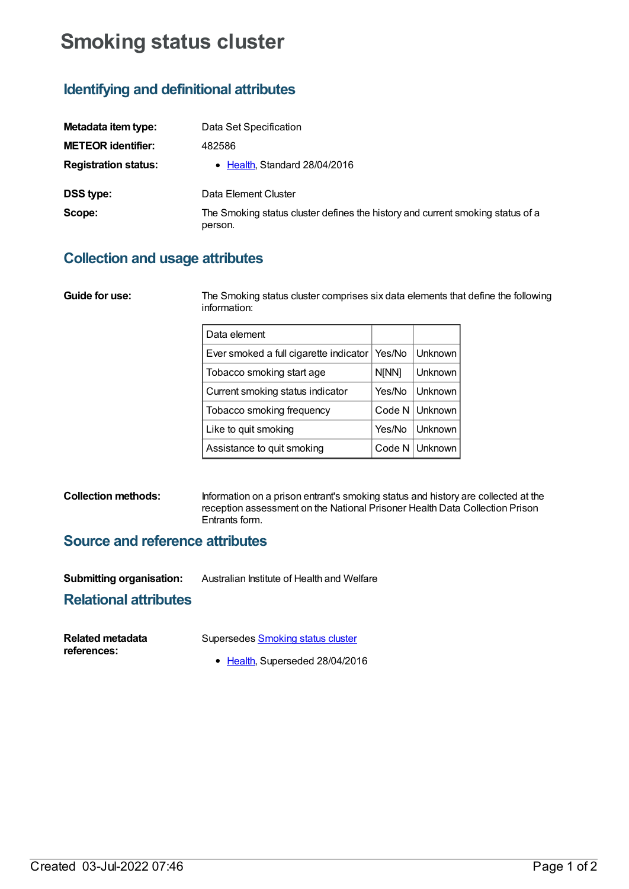# Smoking status cluster

## Identifying and definitional attributes

**Metadata item type:** Data Set Specification

**METEOR identifier:** 482586

**Registration status:**

- Health, Standard 28/04/2016

**DSS type:** Data Element Cluster

**Scope:** The Smoking status cluster defines the history and current smoking status of a person.

## Collection and usage attributes

**Guide for use:** The Smoking status cluster comprises six data elements that define the following information:

| Data element | | |
|---|---|---|
| Ever smoked a full cigarette indicator | Yes/No | Unknown |
| Tobacco smoking start age | N[NN] | Unknown |
| Current smoking status indicator | Yes/No | Unknown |
| Tobacco smoking frequency | Code N | Unknown |
| Like to quit smoking | Yes/No | Unknown |
| Assistance to quit smoking | Code N | Unknown |

**Collection methods:** Information on a prison entrant's smoking status and history are collected at the reception assessment on the National Prisoner Health Data Collection Prison Entrants form.

## Source and reference attributes

**Submitting organisation:** Australian Institute of Health and Welfare

## Relational attributes

**Related metadata references:** Supersedes Smoking status cluster

- Health, Superseded 28/04/2016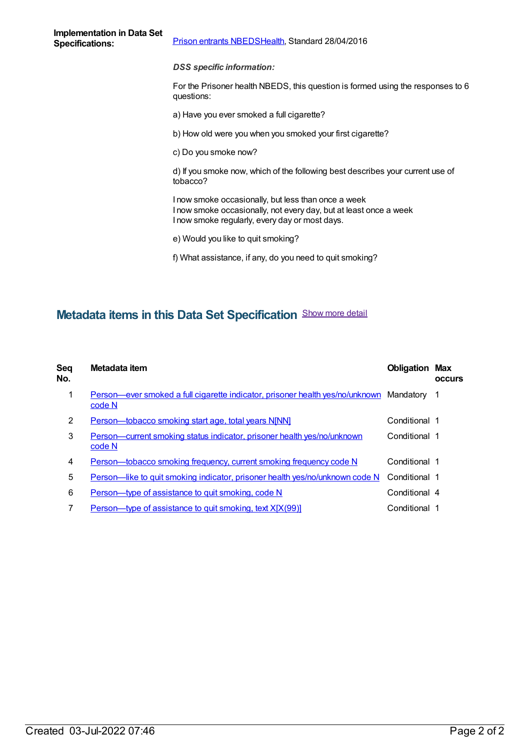**Implementation in Data Set Specifications:**

Prison entrants NBEDSHealth, Standard 28/04/2016

*DSS specific information:*

For the Prisoner health NBEDS, this question is formed using the responses to 6 questions:

a) Have you ever smoked a full cigarette?

b) How old were you when you smoked your first cigarette?

c) Do you smoke now?

d) If you smoke now, which of the following best describes your current use of tobacco?

I now smoke occasionally, but less than once a week
I now smoke occasionally, not every day, but at least once a week
I now smoke regularly, every day or most days.

e) Would you like to quit smoking?

f) What assistance, if any, do you need to quit smoking?

## Metadata items in this Data Set Specification

Show more detail

| Seq No. | Metadata item | Obligation | Max occurs |
|---|---|---|---|
| 1 | Person—ever smoked a full cigarette indicator, prisoner health yes/no/unknown code N | Mandatory | 1 |
| 2 | Person—tobacco smoking start age, total years N[NN] | Conditional | 1 |
| 3 | Person—current smoking status indicator, prisoner health yes/no/unknown code N | Conditional | 1 |
| 4 | Person—tobacco smoking frequency, current smoking frequency code N | Conditional | 1 |
| 5 | Person—like to quit smoking indicator, prisoner health yes/no/unknown code N | Conditional | 1 |
| 6 | Person—type of assistance to quit smoking, code N | Conditional | 4 |
| 7 | Person—type of assistance to quit smoking, text X[X(99)] | Conditional | 1 |